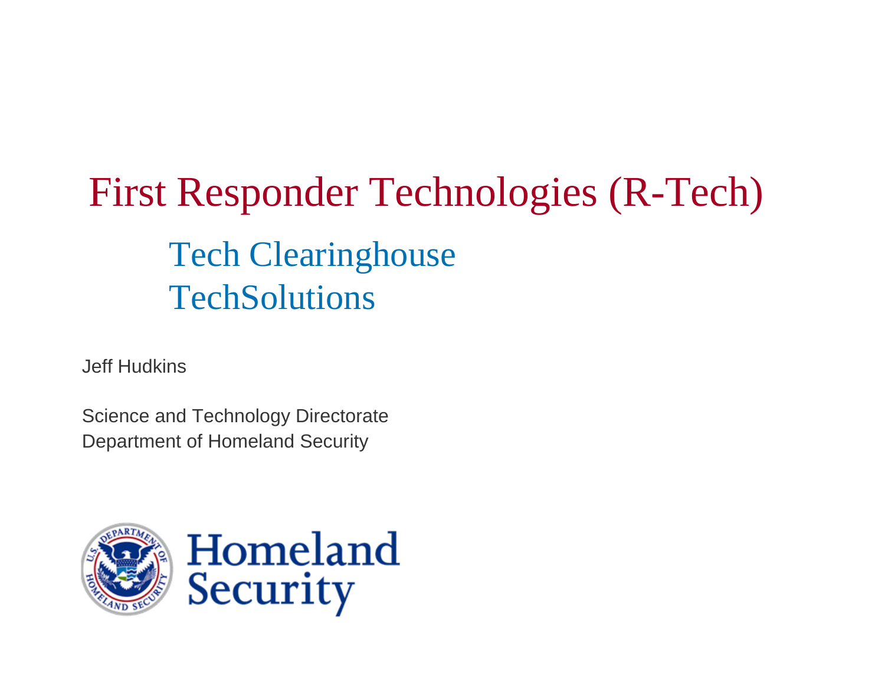# First Responder Technologies (R-Tech)

## Tech Clearinghouse
## TechSolutions

Jeff Hudkins

Science and Technology Directorate
Department of Homeland Security

Homeland Security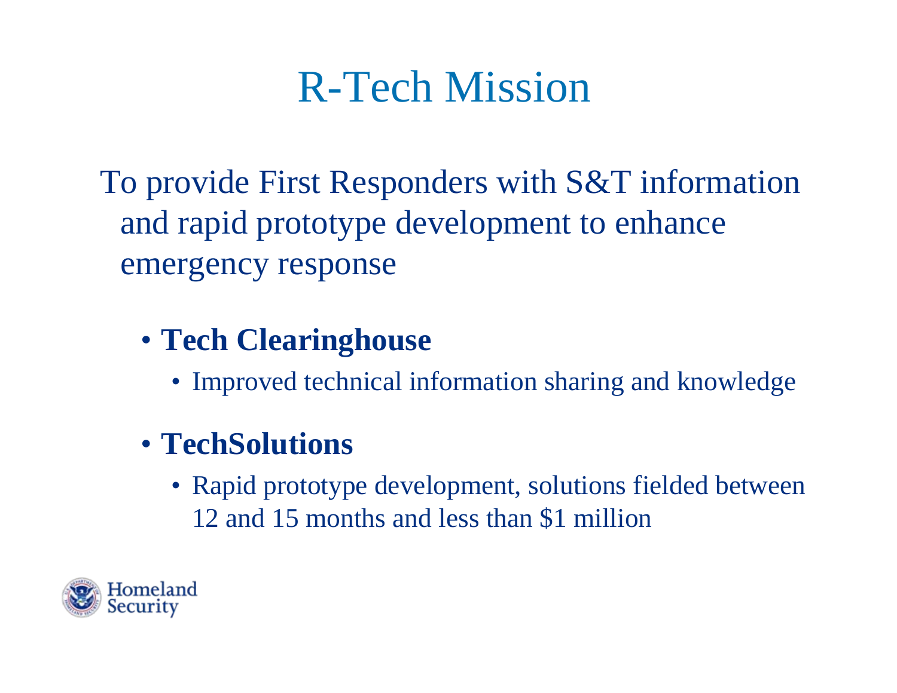# R-Tech Mission

To provide First Responders with S&T information and rapid prototype development to enhance emergency response

- **Tech Clearinghouse**
  - Improved technical information sharing and knowledge
- **TechSolutions**
  - Rapid prototype development, solutions fielded between 12 and 15 months and less than $1 million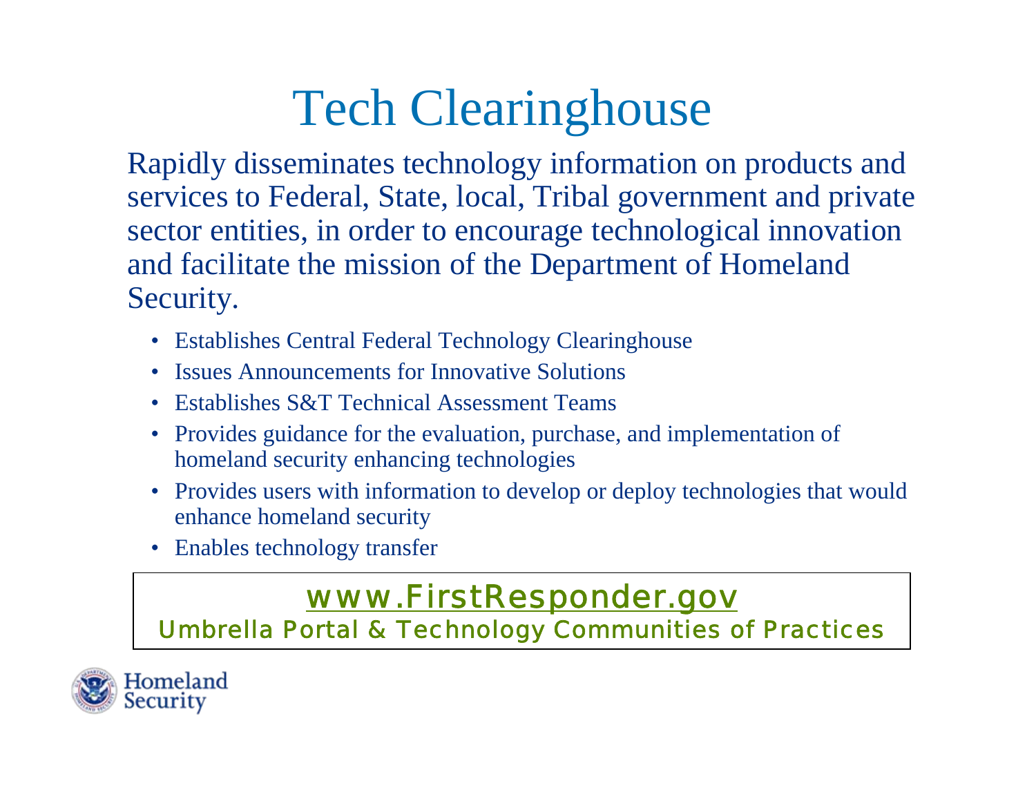# Tech Clearinghouse

Rapidly disseminates technology information on products and services to Federal, State, local, Tribal government and private sector entities, in order to encourage technological innovation and facilitate the mission of the Department of Homeland Security.

- Establishes Central Federal Technology Clearinghouse
- Issues Announcements for Innovative Solutions
- Establishes S&T Technical Assessment Teams
- Provides guidance for the evaluation, purchase, and implementation of homeland security enhancing technologies
- Provides users with information to develop or deploy technologies that would enhance homeland security
- Enables technology transfer

**www.FirstResponder.gov**
Umbrella Portal & Technology Communities of Practices

Homeland Security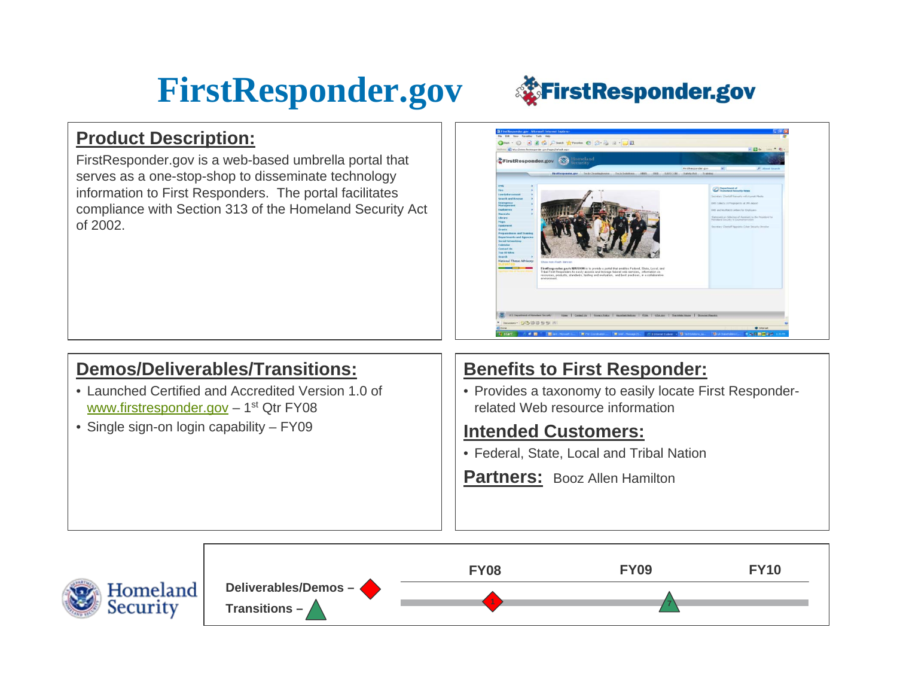# FirstResponder.gov

## Product Description:

FirstResponder.gov is a web-based umbrella portal that serves as a one-stop-shop to disseminate technology information to First Responders. The portal facilitates compliance with Section 313 of the Homeland Security Act of 2002.

## Demos/Deliverables/Transitions:

- Launched Certified and Accredited Version 1.0 of www.firstresponder.gov – 1st Qtr FY08
- Single sign-on login capability – FY09

## Benefits to First Responder:

- Provides a taxonomy to easily locate First Responder-related Web resource information

## Intended Customers:

- Federal, State, Local and Tribal Nation

**Partners:** Booz Allen Hamilton

Deliverables/Demos – ◆

Transitions – ▲

| FY08 | FY09 | FY10 |
|---|---|---|
| ◆ 1 | ▲ 7 | |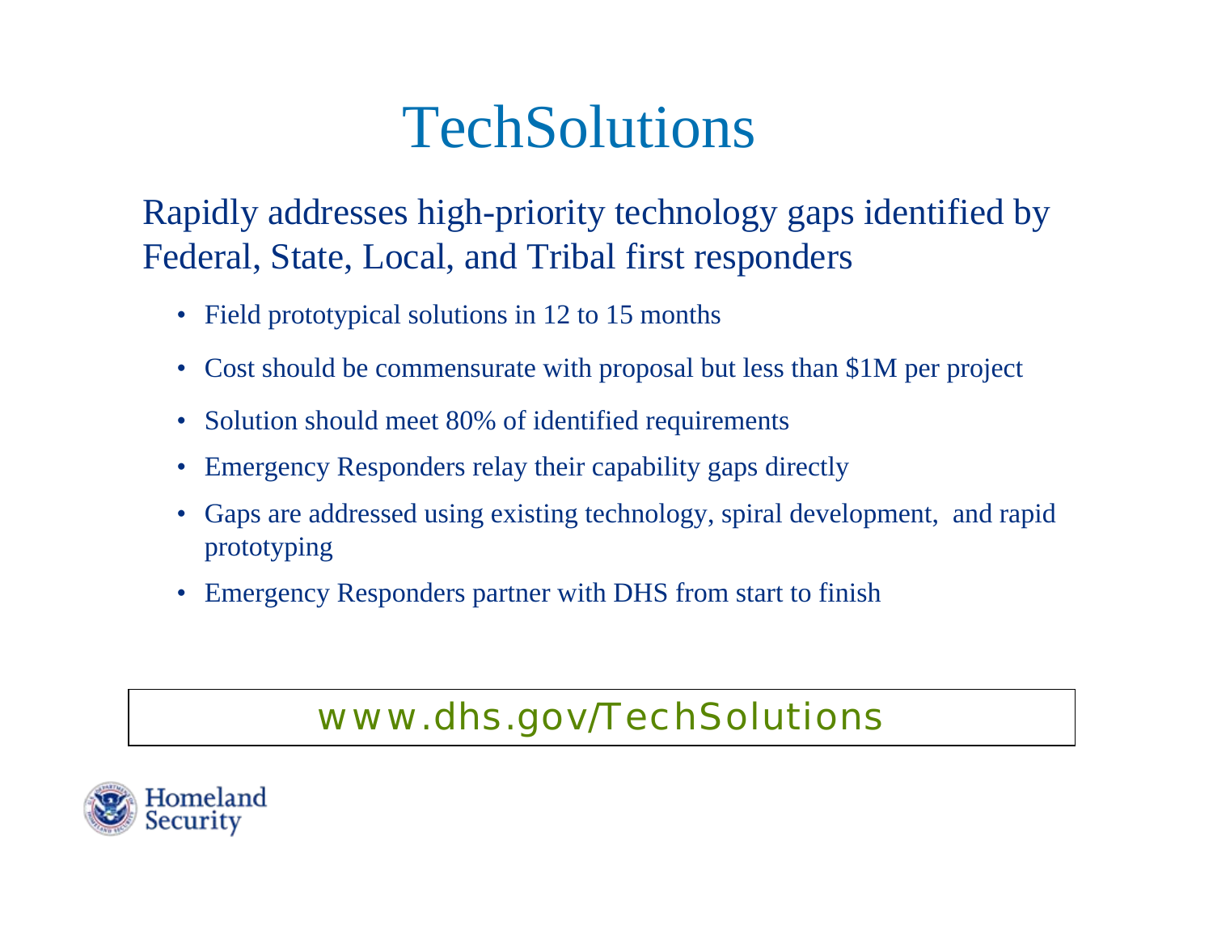# TechSolutions

Rapidly addresses high-priority technology gaps identified by Federal, State, Local, and Tribal first responders

- Field prototypical solutions in 12 to 15 months
- Cost should be commensurate with proposal but less than $1M per project
- Solution should meet 80% of identified requirements
- Emergency Responders relay their capability gaps directly
- Gaps are addressed using existing technology, spiral development, and rapid prototyping
- Emergency Responders partner with DHS from start to finish

www.dhs.gov/TechSolutions

Homeland Security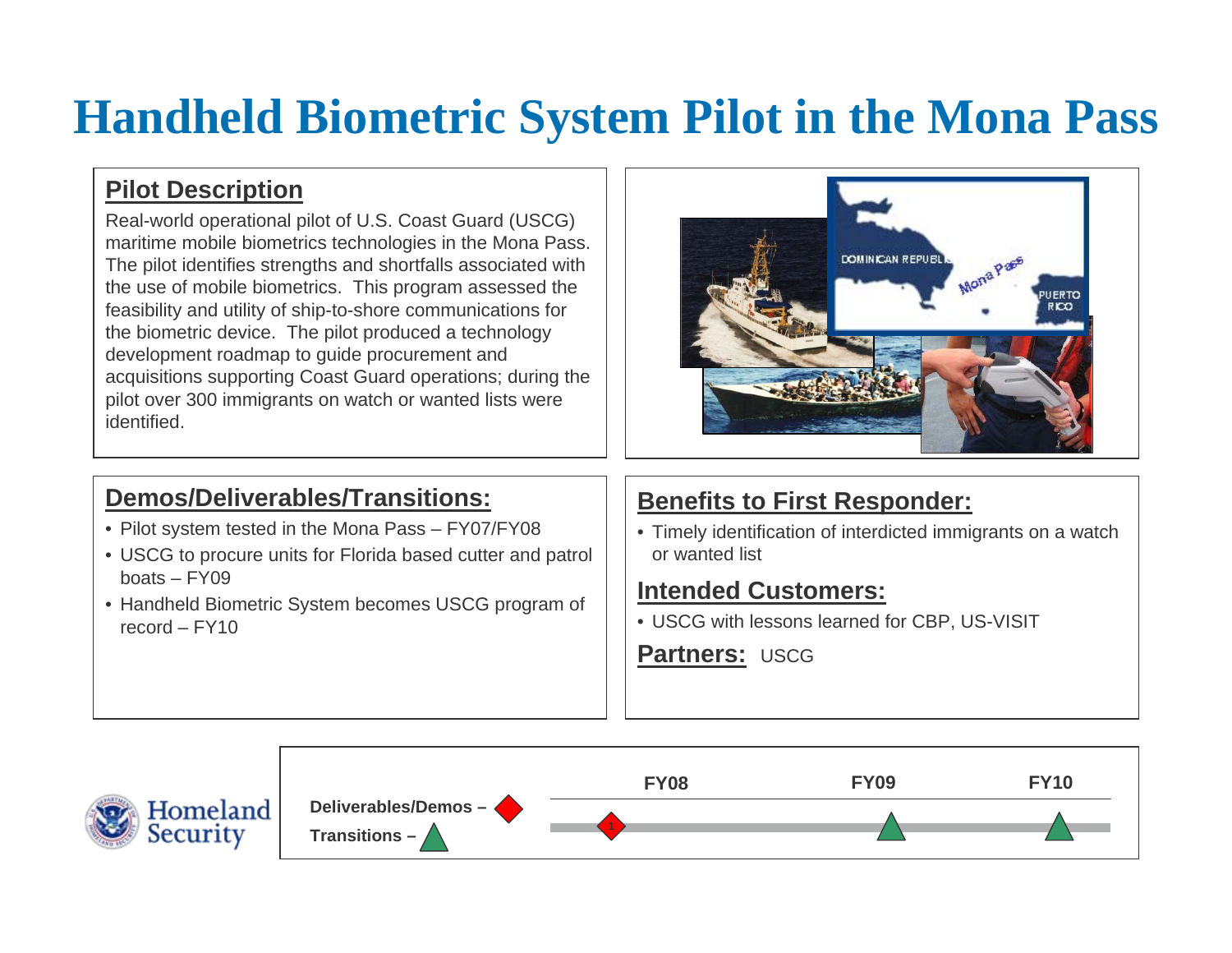# Handheld Biometric System Pilot in the Mona Pass

## Pilot Description

Real-world operational pilot of U.S. Coast Guard (USCG) maritime mobile biometrics technologies in the Mona Pass. The pilot identifies strengths and shortfalls associated with the use of mobile biometrics. This program assessed the feasibility and utility of ship-to-shore communications for the biometric device. The pilot produced a technology development roadmap to guide procurement and acquisitions supporting Coast Guard operations; during the pilot over 300 immigrants on watch or wanted lists were identified.

## Demos/Deliverables/Transitions:

- Pilot system tested in the Mona Pass – FY07/FY08
- USCG to procure units for Florida based cutter and patrol boats – FY09
- Handheld Biometric System becomes USCG program of record – FY10

## Benefits to First Responder:

- Timely identification of interdicted immigrants on a watch or wanted list

## Intended Customers:

- USCG with lessons learned for CBP, US-VISIT

**Partners:** USCG

**Deliverables/Demos –** ◆ (red diamond)
**Transitions –** ▲ (green triangle)

| | FY08 | FY09 | FY10 |
|---|---|---|---|
| Deliverables/Demos | ◆ | | |
| Transitions | | ▲ | ▲ |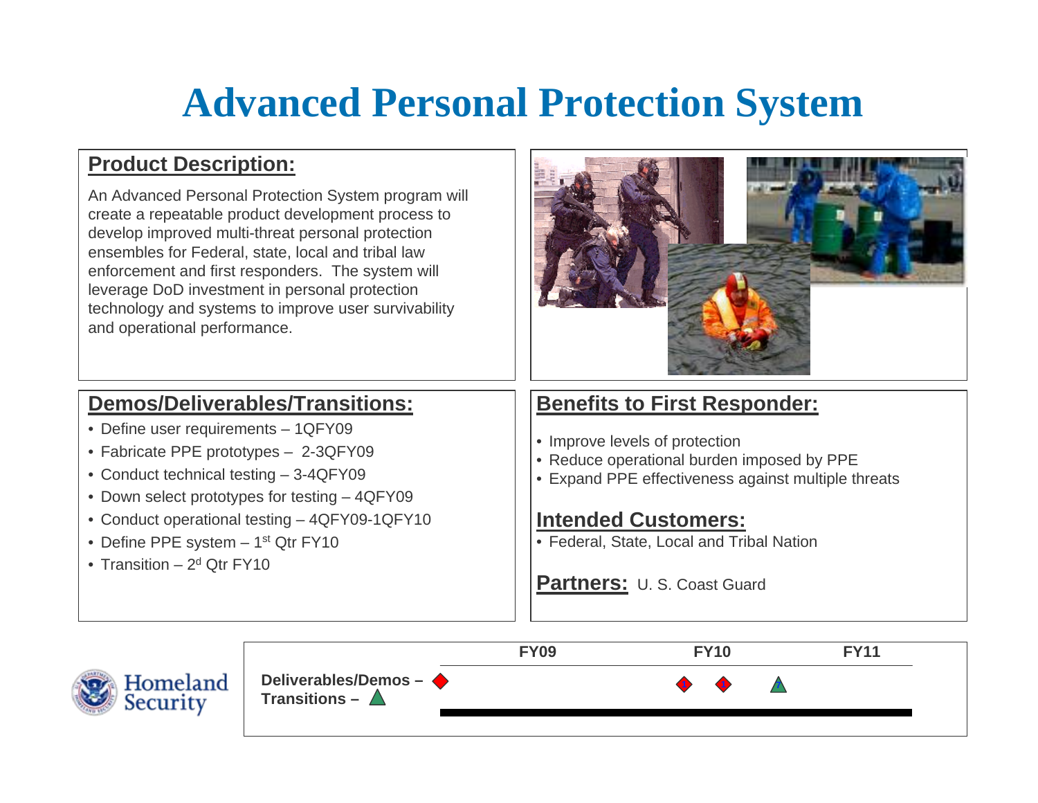# Advanced Personal Protection System

## Product Description:

An Advanced Personal Protection System program will create a repeatable product development process to develop improved multi-threat personal protection ensembles for Federal, state, local and tribal law enforcement and first responders. The system will leverage DoD investment in personal protection technology and systems to improve user survivability and operational performance.

## Demos/Deliverables/Transitions:

- Define user requirements – 1QFY09
- Fabricate PPE prototypes – 2-3QFY09
- Conduct technical testing – 3-4QFY09
- Down select prototypes for testing – 4QFY09
- Conduct operational testing – 4QFY09-1QFY10
- Define PPE system – 1st Qtr FY10
- Transition – 2d Qtr FY10

## Benefits to First Responder:

- Improve levels of protection
- Reduce operational burden imposed by PPE
- Expand PPE effectiveness against multiple threats

## Intended Customers:

- Federal, State, Local and Tribal Nation

**Partners:** U. S. Coast Guard

| | FY09 | FY10 | FY11 |
|---|---|---|---|
| Deliverables/Demos – ◆ | | ◆ ◆ | |
| Transitions – ▲ | | ▲ | |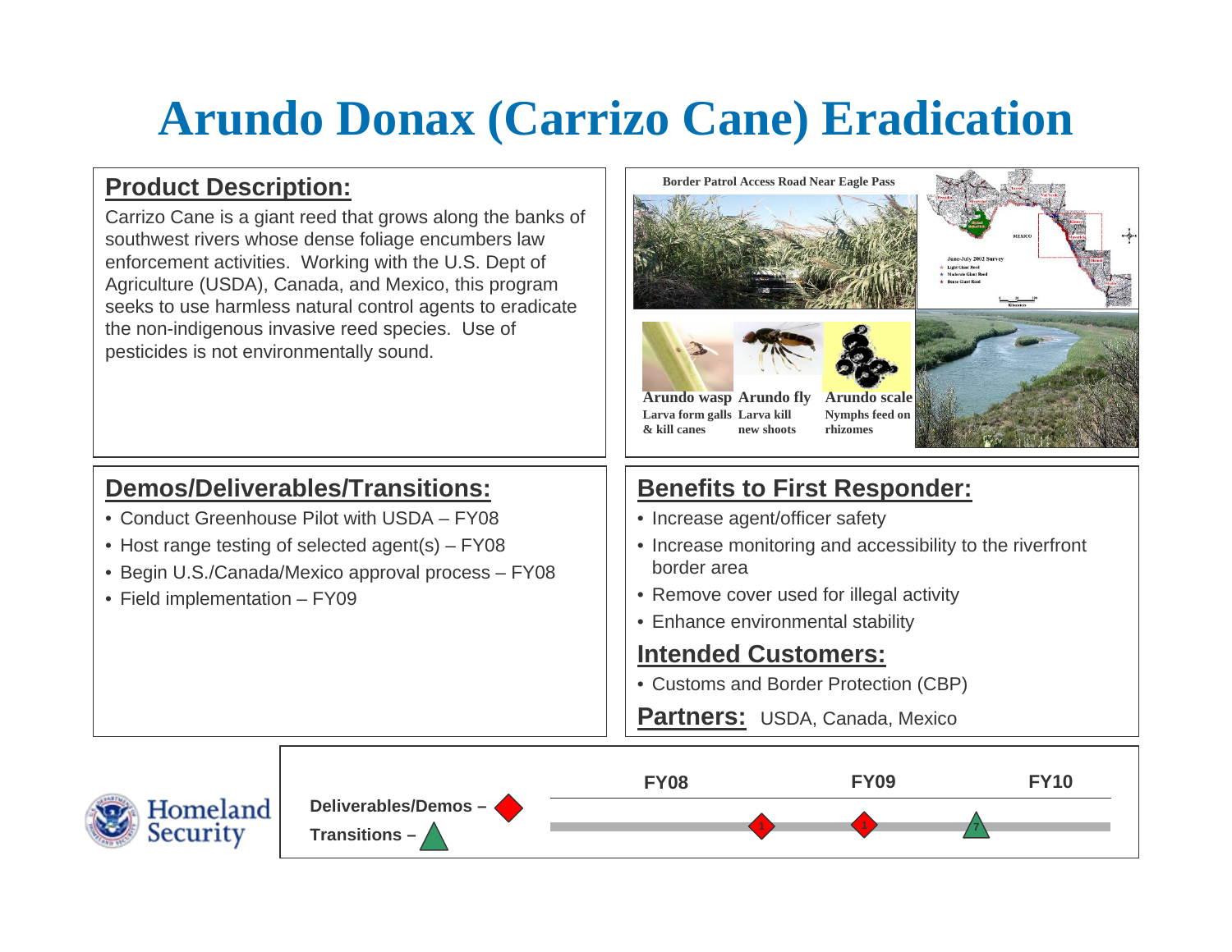# Arundo Donax (Carrizo Cane) Eradication

## Product Description:

Carrizo Cane is a giant reed that grows along the banks of southwest rivers whose dense foliage encumbers law enforcement activities. Working with the U.S. Dept of Agriculture (USDA), Canada, and Mexico, this program seeks to use harmless natural control agents to eradicate the non-indigenous invasive reed species. Use of pesticides is not environmentally sound.

**Border Patrol Access Road Near Eagle Pass**

**Arundo wasp** Larva form galls & kill canes

**Arundo fly** Larva kill new shoots

**Arundo scale** Nymphs feed on rhizomes

## Demos/Deliverables/Transitions:

- Conduct Greenhouse Pilot with USDA – FY08
- Host range testing of selected agent(s) – FY08
- Begin U.S./Canada/Mexico approval process – FY08
- Field implementation – FY09

## Benefits to First Responder:

- Increase agent/officer safety
- Increase monitoring and accessibility to the riverfront border area
- Remove cover used for illegal activity
- Enhance environmental stability

## Intended Customers:

- Customs and Border Protection (CBP)

**Partners:** USDA, Canada, Mexico

Deliverables/Demos – ◆

Transitions – ▲

FY08 FY09 FY10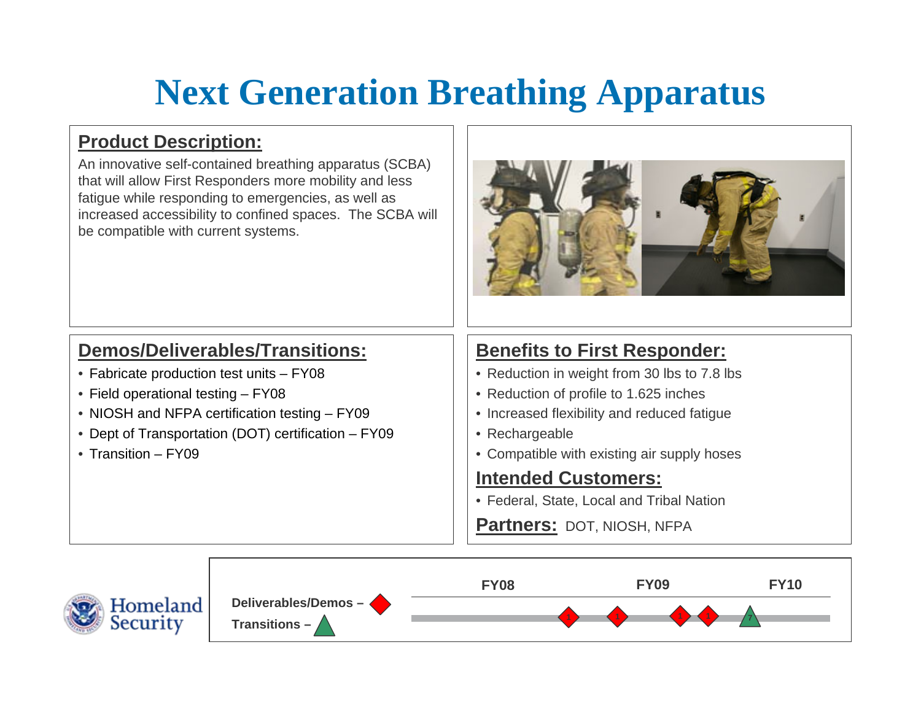# Next Generation Breathing Apparatus

## Product Description:

An innovative self-contained breathing apparatus (SCBA) that will allow First Responders more mobility and less fatigue while responding to emergencies, as well as increased accessibility to confined spaces. The SCBA will be compatible with current systems.

## Demos/Deliverables/Transitions:

- Fabricate production test units – FY08
- Field operational testing – FY08
- NIOSH and NFPA certification testing – FY09
- Dept of Transportation (DOT) certification – FY09
- Transition – FY09

## Benefits to First Responder:

- Reduction in weight from 30 lbs to 7.8 lbs
- Reduction of profile to 1.625 inches
- Increased flexibility and reduced fatigue
- Rechargeable
- Compatible with existing air supply hoses

## Intended Customers:

- Federal, State, Local and Tribal Nation

**Partners:** DOT, NIOSH, NFPA

Homeland Security

Deliverables/Demos – ◆

Transitions – ▲

| FY08 | FY09 | FY10 |
|---|---|---|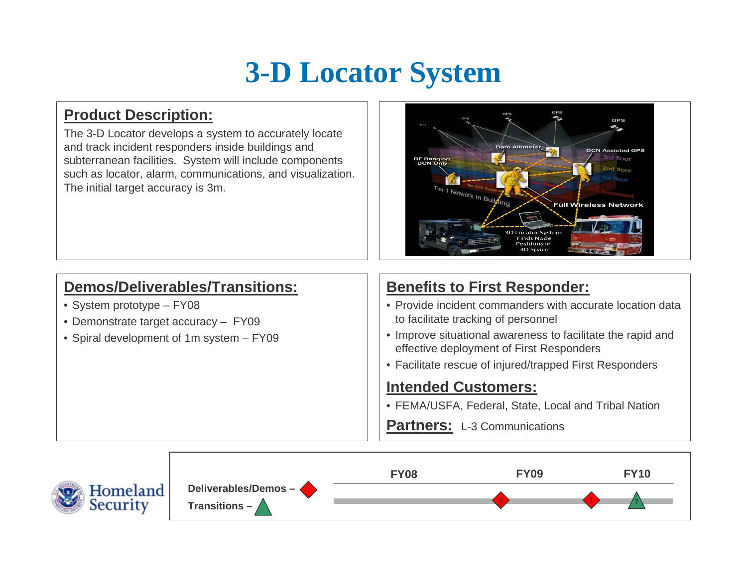# 3-D Locator System

## Product Description:

The 3-D Locator develops a system to accurately locate and track incident responders inside buildings and subterranean facilities. System will include components such as locator, alarm, communications, and visualization. The initial target accuracy is 3m.

## Demos/Deliverables/Transitions:

- System prototype – FY08
- Demonstrate target accuracy – FY09
- Spiral development of 1m system – FY09

## Benefits to First Responder:

- Provide incident commanders with accurate location data to facilitate tracking of personnel
- Improve situational awareness to facilitate the rapid and effective deployment of First Responders
- Facilitate rescue of injured/trapped First Responders

## Intended Customers:

- FEMA/USFA, Federal, State, Local and Tribal Nation

**Partners:** L-3 Communications

Deliverables/Demos – ◆

Transitions – ▲

| FY08 | FY09 | FY10 |
| --- | --- | --- |
| | ◆ 1 | ◆ 1 ▲ 7 |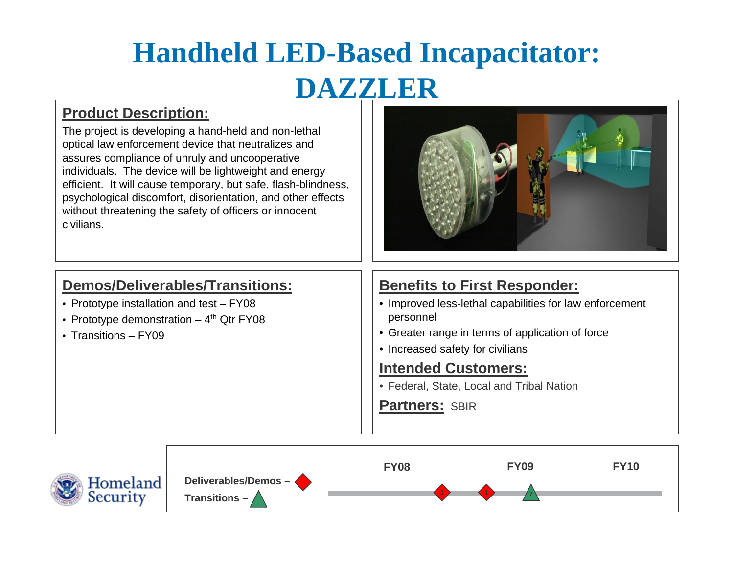# Handheld LED-Based Incapacitator: DAZZLER

## Product Description:

The project is developing a hand-held and non-lethal optical law enforcement device that neutralizes and assures compliance of unruly and uncooperative individuals. The device will be lightweight and energy efficient. It will cause temporary, but safe, flash-blindness, psychological discomfort, disorientation, and other effects without threatening the safety of officers or innocent civilians.

## Demos/Deliverables/Transitions:

- Prototype installation and test – FY08
- Prototype demonstration – 4th Qtr FY08
- Transitions – FY09

## Benefits to First Responder:

- Improved less-lethal capabilities for law enforcement personnel
- Greater range in terms of application of force
- Increased safety for civilians

## Intended Customers:

- Federal, State, Local and Tribal Nation

**Partners:** SBIR

Deliverables/Demos –

Transitions –

FY08 FY09 FY10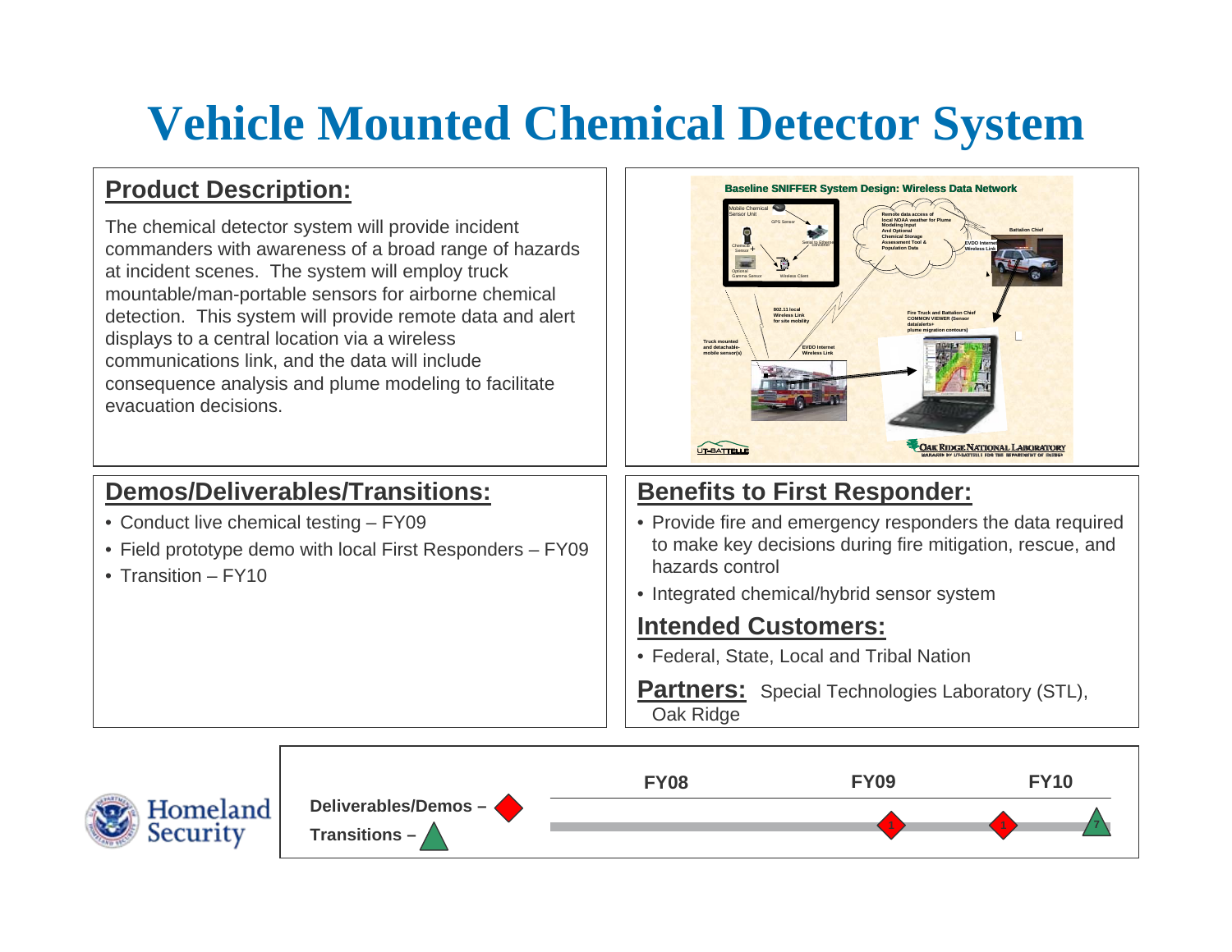# Vehicle Mounted Chemical Detector System

## Product Description:

The chemical detector system will provide incident commanders with awareness of a broad range of hazards at incident scenes. The system will employ truck mountable/man-portable sensors for airborne chemical detection. This system will provide remote data and alert displays to a central location via a wireless communications link, and the data will include consequence analysis and plume modeling to facilitate evacuation decisions.

## Demos/Deliverables/Transitions:

- Conduct live chemical testing – FY09
- Field prototype demo with local First Responders – FY09
- Transition – FY10

## Benefits to First Responder:

- Provide fire and emergency responders the data required to make key decisions during fire mitigation, rescue, and hazards control
- Integrated chemical/hybrid sensor system

## Intended Customers:

- Federal, State, Local and Tribal Nation

**Partners:** Special Technologies Laboratory (STL), Oak Ridge

**Deliverables/Demos –** ◆

**Transitions –** ▲

| | FY08 | FY09 | FY10 |
|---|---|---|---|
| Milestones | | ◆ 1, ◆ 1 | ▲ 7 |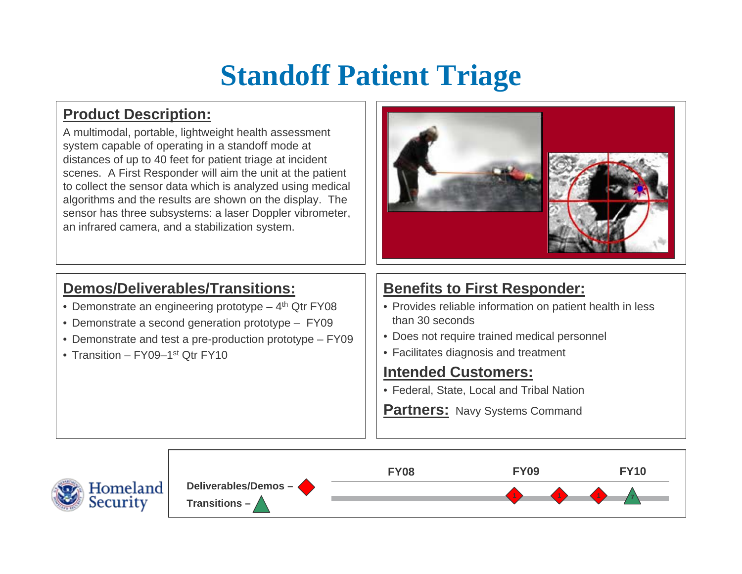# Standoff Patient Triage

## Product Description:

A multimodal, portable, lightweight health assessment system capable of operating in a standoff mode at distances of up to 40 feet for patient triage at incident scenes. A First Responder will aim the unit at the patient to collect the sensor data which is analyzed using medical algorithms and the results are shown on the display. The sensor has three subsystems: a laser Doppler vibrometer, an infrared camera, and a stabilization system.

## Demos/Deliverables/Transitions:

- Demonstrate an engineering prototype – 4th Qtr FY08
- Demonstrate a second generation prototype – FY09
- Demonstrate and test a pre-production prototype – FY09
- Transition – FY09–1st Qtr FY10

## Benefits to First Responder:

- Provides reliable information on patient health in less than 30 seconds
- Does not require trained medical personnel
- Facilitates diagnosis and treatment

## Intended Customers:

- Federal, State, Local and Tribal Nation

**Partners:** Navy Systems Command

Deliverables/Demos – ◆

Transitions – ▲

| | FY08 | FY09 | FY10 |
|---|---|---|---|
| Deliverables/Demos | | ◆ 1, ◆ 1, ◆ 1 | |
| Transitions | | | ▲ 7 |

Homeland Security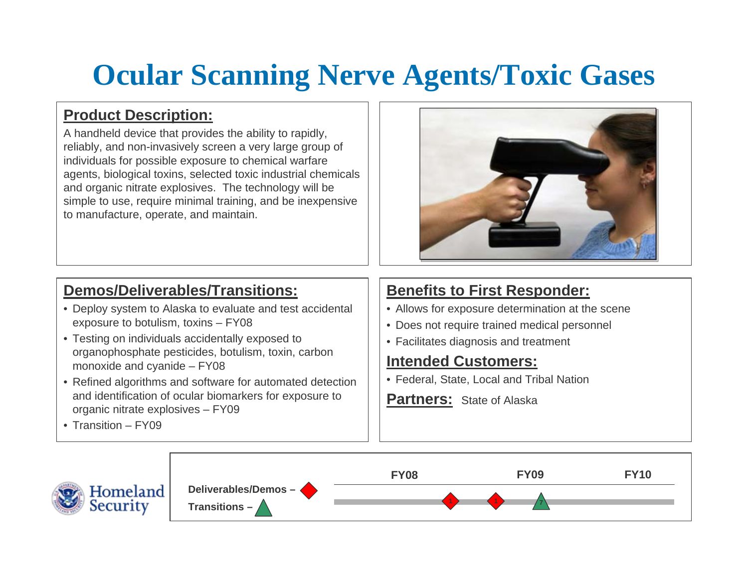# Ocular Scanning Nerve Agents/Toxic Gases

## Product Description:

A handheld device that provides the ability to rapidly, reliably, and non-invasively screen a very large group of individuals for possible exposure to chemical warfare agents, biological toxins, selected toxic industrial chemicals and organic nitrate explosives. The technology will be simple to use, require minimal training, and be inexpensive to manufacture, operate, and maintain.

## Demos/Deliverables/Transitions:

- Deploy system to Alaska to evaluate and test accidental exposure to botulism, toxins – FY08
- Testing on individuals accidentally exposed to organophosphate pesticides, botulism, toxin, carbon monoxide and cyanide – FY08
- Refined algorithms and software for automated detection and identification of ocular biomarkers for exposure to organic nitrate explosives – FY09
- Transition – FY09

## Benefits to First Responder:

- Allows for exposure determination at the scene
- Does not require trained medical personnel
- Facilitates diagnosis and treatment

## Intended Customers:

- Federal, State, Local and Tribal Nation

**Partners:** State of Alaska

Homeland Security

Deliverables/Demos –

Transitions –

FY08 FY09 FY10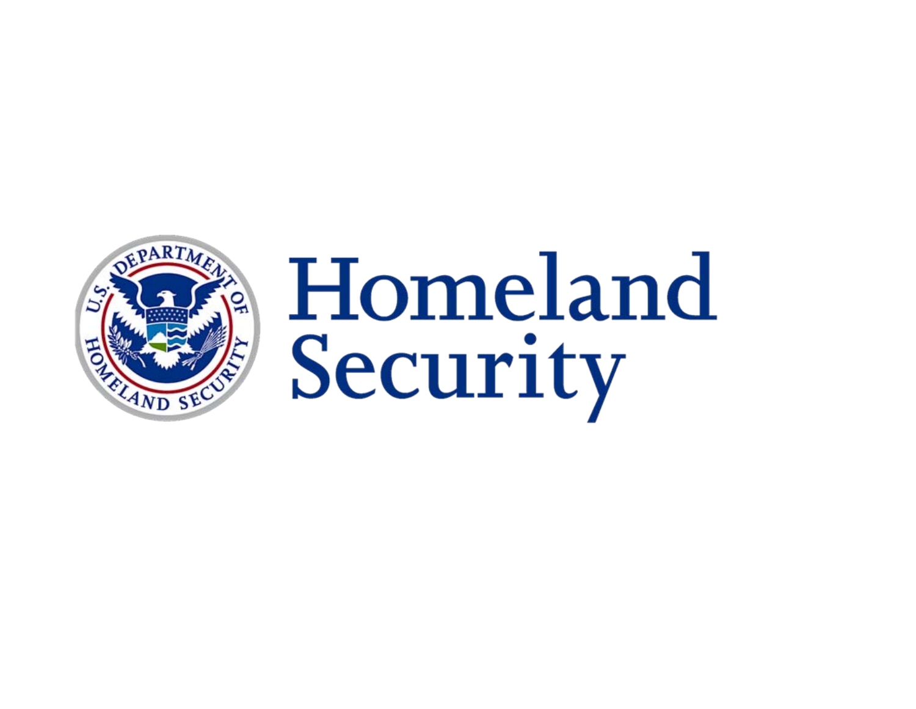Homeland Security